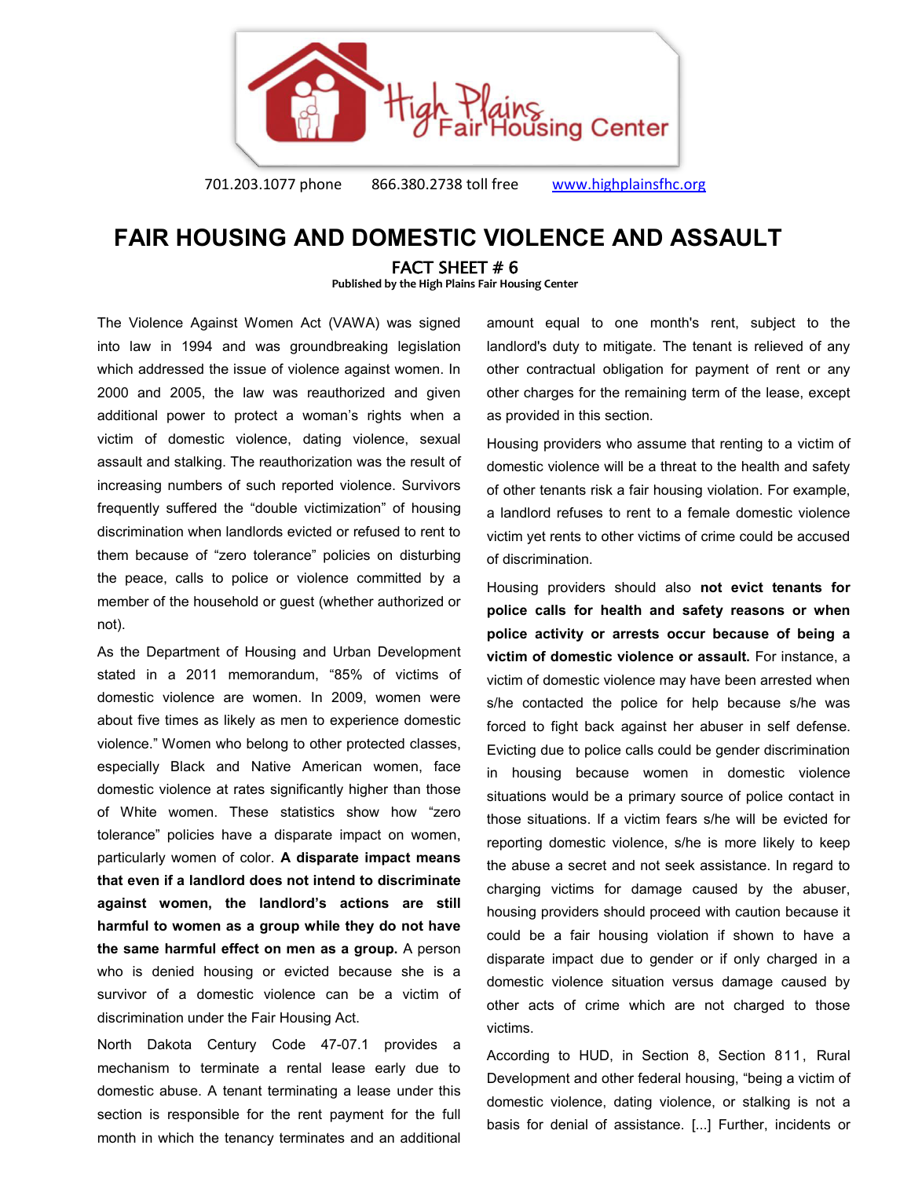High Plains Fair Housing Center

701.203.1077 phone 866.380.2738 toll free www.highplainsfhc.org

# FAIR HOUSING AND DOMESTIC VIOLENCE AND ASSAULT

## FACT SHEET # 6

**Published by the High Plains Fair Housing Center**

The Violence Against Women Act (VAWA) was signed into law in 1994 and was groundbreaking legislation which addressed the issue of violence against women. In 2000 and 2005, the law was reauthorized and given additional power to protect a woman's rights when a victim of domestic violence, dating violence, sexual assault and stalking. The reauthorization was the result of increasing numbers of such reported violence. Survivors frequently suffered the "double victimization" of housing discrimination when landlords evicted or refused to rent to them because of "zero tolerance" policies on disturbing the peace, calls to police or violence committed by a member of the household or guest (whether authorized or not).

As the Department of Housing and Urban Development stated in a 2011 memorandum, "85% of victims of domestic violence are women. In 2009, women were about five times as likely as men to experience domestic violence." Women who belong to other protected classes, especially Black and Native American women, face domestic violence at rates significantly higher than those of White women. These statistics show how "zero tolerance" policies have a disparate impact on women, particularly women of color. **A disparate impact means that even if a landlord does not intend to discriminate against women, the landlord's actions are still harmful to women as a group while they do not have the same harmful effect on men as a group.** A person who is denied housing or evicted because she is a survivor of a domestic violence can be a victim of discrimination under the Fair Housing Act.

North Dakota Century Code 47-07.1 provides a mechanism to terminate a rental lease early due to domestic abuse. A tenant terminating a lease under this section is responsible for the rent payment for the full month in which the tenancy terminates and an additional amount equal to one month's rent, subject to the landlord's duty to mitigate. The tenant is relieved of any other contractual obligation for payment of rent or any other charges for the remaining term of the lease, except as provided in this section.

Housing providers who assume that renting to a victim of domestic violence will be a threat to the health and safety of other tenants risk a fair housing violation. For example, a landlord refuses to rent to a female domestic violence victim yet rents to other victims of crime could be accused of discrimination.

Housing providers should also **not evict tenants for police calls for health and safety reasons or when police activity or arrests occur because of being a victim of domestic violence or assault.** For instance, a victim of domestic violence may have been arrested when s/he contacted the police for help because s/he was forced to fight back against her abuser in self defense. Evicting due to police calls could be gender discrimination in housing because women in domestic violence situations would be a primary source of police contact in those situations. If a victim fears s/he will be evicted for reporting domestic violence, s/he is more likely to keep the abuse a secret and not seek assistance. In regard to charging victims for damage caused by the abuser, housing providers should proceed with caution because it could be a fair housing violation if shown to have a disparate impact due to gender or if only charged in a domestic violence situation versus damage caused by other acts of crime which are not charged to those victims.

According to HUD, in Section 8, Section 811, Rural Development and other federal housing, "being a victim of domestic violence, dating violence, or stalking is not a basis for denial of assistance. [...] Further, incidents or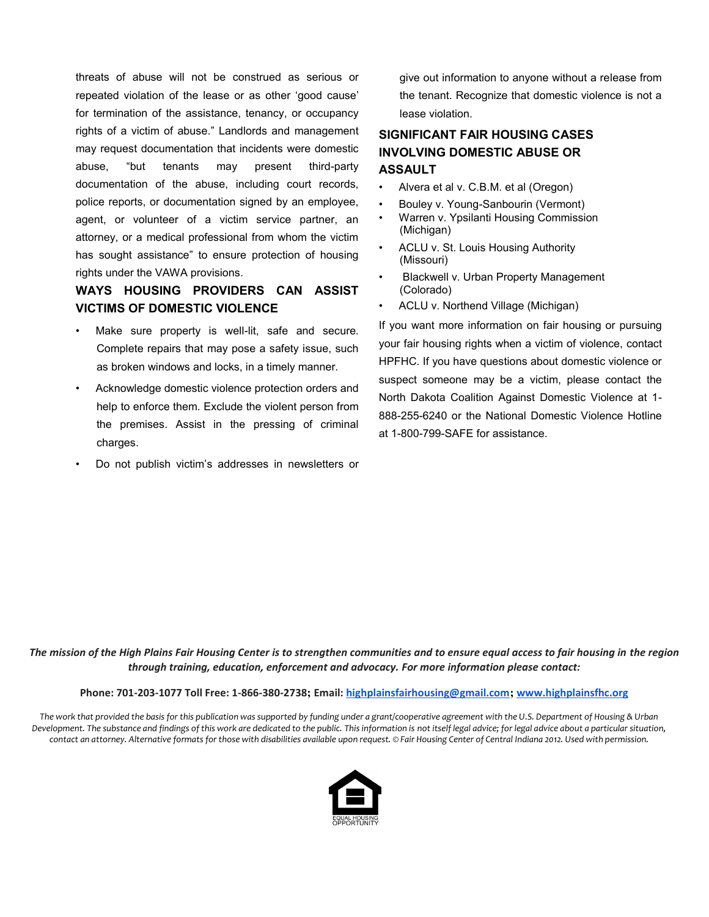threats of abuse will not be construed as serious or repeated violation of the lease or as other 'good cause' for termination of the assistance, tenancy, or occupancy rights of a victim of abuse." Landlords and management may request documentation that incidents were domestic abuse, "but tenants may present third-party documentation of the abuse, including court records, police reports, or documentation signed by an employee, agent, or volunteer of a victim service partner, an attorney, or a medical professional from whom the victim has sought assistance" to ensure protection of housing rights under the VAWA provisions.

## WAYS HOUSING PROVIDERS CAN ASSIST VICTIMS OF DOMESTIC VIOLENCE

- Make sure property is well-lit, safe and secure. Complete repairs that may pose a safety issue, such as broken windows and locks, in a timely manner.
- Acknowledge domestic violence protection orders and help to enforce them. Exclude the violent person from the premises. Assist in the pressing of criminal charges.
- Do not publish victim's addresses in newsletters or give out information to anyone without a release from the tenant. Recognize that domestic violence is not a lease violation.

## SIGNIFICANT FAIR HOUSING CASES INVOLVING DOMESTIC ABUSE OR ASSAULT

- Alvera et al v. C.B.M. et al (Oregon)
- Bouley v. Young-Sabourin (Vermont)
- Warren v. Ypsilanti Housing Commission (Michigan)
- ACLU v. St. Louis Housing Authority (Missouri)
- Blackwell v. Urban Property Management (Colorado)
- ACLU v. Northend Village (Michigan)

If you want more information on fair housing or pursuing your fair housing rights when a victim of violence, contact HPFHC. If you have questions about domestic violence or suspect someone may be a victim, please contact the North Dakota Coalition Against Domestic Violence at 1-888-255-6240 or the National Domestic Violence Hotline at 1-800-799-SAFE for assistance.

***The mission of the High Plains Fair Housing Center is to strengthen communities and to ensure equal access to fair housing in the region through training, education, enforcement and advocacy. For more information please contact:***

**Phone: 701-203-1077 Toll Free: 1-866-380-2738; Email: highplainsfairhousing@gmail.com; www.highplainsfhc.org**

*The work that provided the basis for this publication was supported by funding under a grant/cooperative agreement with the U.S. Department of Housing & Urban Development. The substance and findings of this work are dedicated to the public. This information is not itself legal advice; for legal advice about a particular situation, contact an attorney. Alternative formats for those with disabilities available upon request. © Fair Housing Center of Central Indiana 2012. Used with permission.*

EQUAL HOUSING OPPORTUNITY